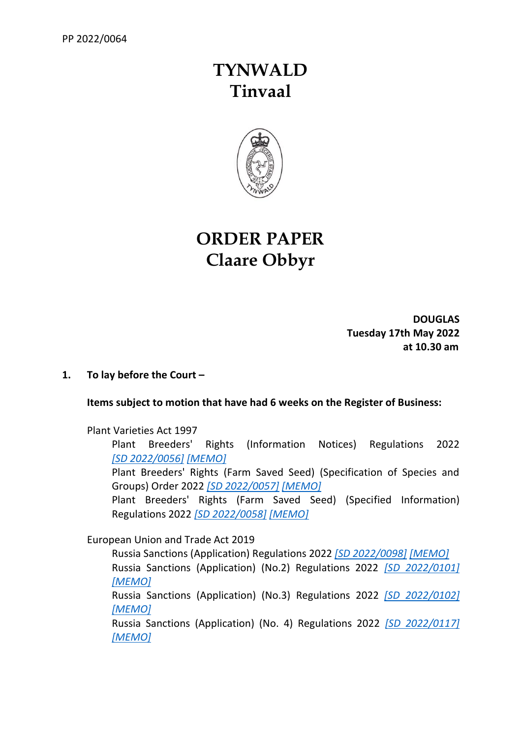PP 2022/0064

# TYNWALD
# Tinvaal

# ORDER PAPER
# Claare Obbyr

**DOUGLAS**
**Tuesday 17th May 2022**
**at 10.30 am**

**1. To lay before the Court –**

**Items subject to motion that have had 6 weeks on the Register of Business:**

Plant Varieties Act 1997

Plant Breeders' Rights (Information Notices) Regulations 2022 *[SD 2022/0056] [MEMO]*

Plant Breeders' Rights (Farm Saved Seed) (Specification of Species and Groups) Order 2022 *[SD 2022/0057] [MEMO]*

Plant Breeders' Rights (Farm Saved Seed) (Specified Information) Regulations 2022 *[SD 2022/0058] [MEMO]*

European Union and Trade Act 2019

Russia Sanctions (Application) Regulations 2022 *[SD 2022/0098] [MEMO]*

Russia Sanctions (Application) (No.2) Regulations 2022 *[SD 2022/0101] [MEMO]*

Russia Sanctions (Application) (No.3) Regulations 2022 *[SD 2022/0102] [MEMO]*

Russia Sanctions (Application) (No. 4) Regulations 2022 *[SD 2022/0117] [MEMO]*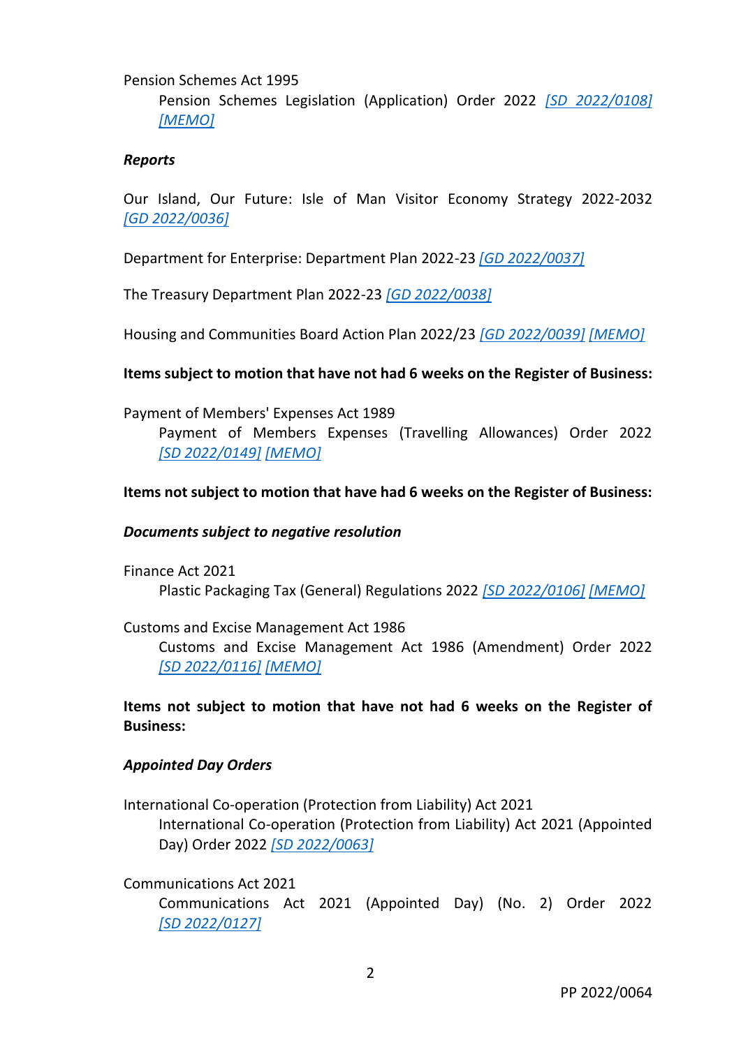Pension Schemes Act 1995

Pension Schemes Legislation (Application) Order 2022 [SD 2022/0108] [MEMO]

***Reports***

Our Island, Our Future: Isle of Man Visitor Economy Strategy 2022-2032 [GD 2022/0036]

Department for Enterprise: Department Plan 2022-23 [GD 2022/0037]

The Treasury Department Plan 2022-23 [GD 2022/0038]

Housing and Communities Board Action Plan 2022/23 [GD 2022/0039] [MEMO]

**Items subject to motion that have not had 6 weeks on the Register of Business:**

Payment of Members' Expenses Act 1989

Payment of Members Expenses (Travelling Allowances) Order 2022 [SD 2022/0149] [MEMO]

**Items not subject to motion that have had 6 weeks on the Register of Business:**

***Documents subject to negative resolution***

Finance Act 2021

Plastic Packaging Tax (General) Regulations 2022 [SD 2022/0106] [MEMO]

Customs and Excise Management Act 1986

Customs and Excise Management Act 1986 (Amendment) Order 2022 [SD 2022/0116] [MEMO]

**Items not subject to motion that have not had 6 weeks on the Register of Business:**

***Appointed Day Orders***

International Co-operation (Protection from Liability) Act 2021

International Co-operation (Protection from Liability) Act 2021 (Appointed Day) Order 2022 [SD 2022/0063]

Communications Act 2021

Communications Act 2021 (Appointed Day) (No. 2) Order 2022 [SD 2022/0127]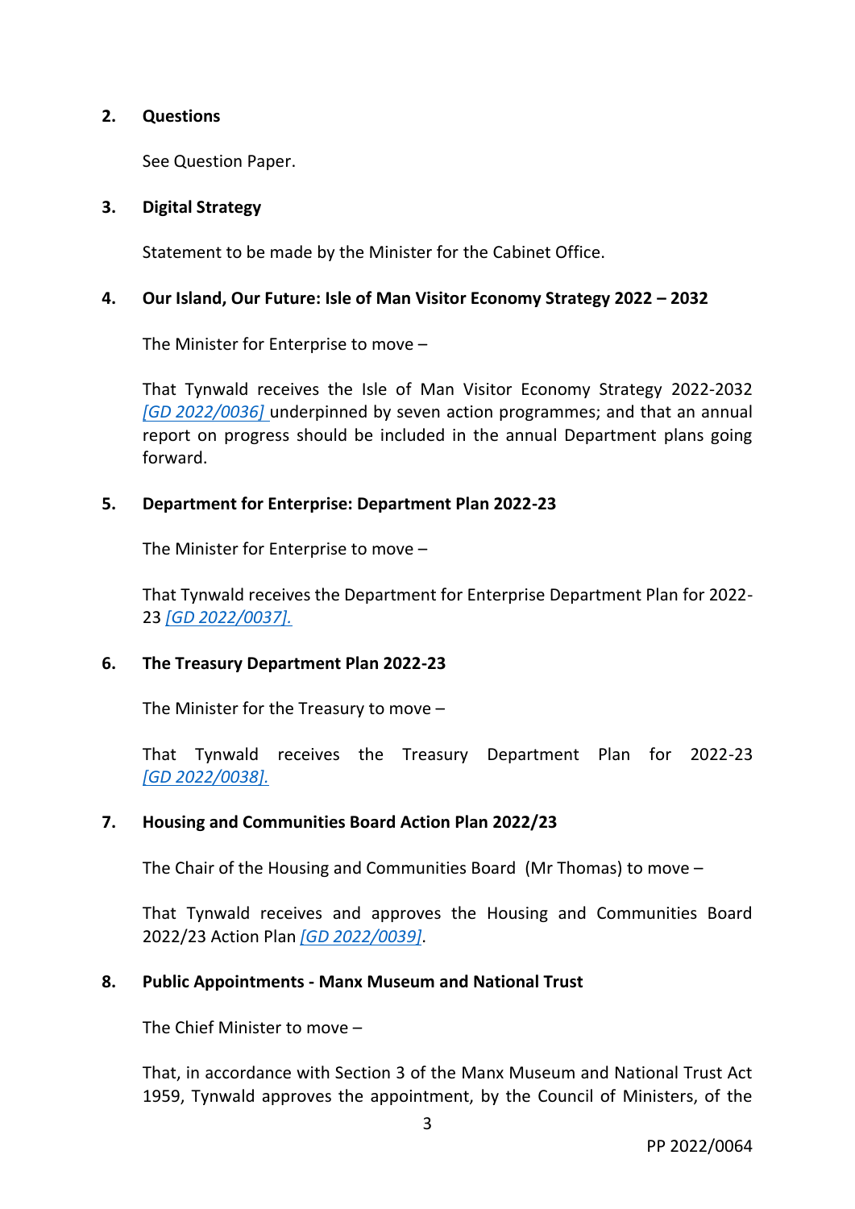**2. Questions**

See Question Paper.

**3. Digital Strategy**

Statement to be made by the Minister for the Cabinet Office.

**4. Our Island, Our Future: Isle of Man Visitor Economy Strategy 2022 – 2032**

The Minister for Enterprise to move –

That Tynwald receives the Isle of Man Visitor Economy Strategy 2022-2032 *[GD 2022/0036]* underpinned by seven action programmes; and that an annual report on progress should be included in the annual Department plans going forward.

**5. Department for Enterprise: Department Plan 2022-23**

The Minister for Enterprise to move –

That Tynwald receives the Department for Enterprise Department Plan for 2022-23 *[GD 2022/0037].*

**6. The Treasury Department Plan 2022-23**

The Minister for the Treasury to move –

That Tynwald receives the Treasury Department Plan for 2022-23 *[GD 2022/0038].*

**7. Housing and Communities Board Action Plan 2022/23**

The Chair of the Housing and Communities Board (Mr Thomas) to move –

That Tynwald receives and approves the Housing and Communities Board 2022/23 Action Plan *[GD 2022/0039]*.

**8. Public Appointments - Manx Museum and National Trust**

The Chief Minister to move –

That, in accordance with Section 3 of the Manx Museum and National Trust Act 1959, Tynwald approves the appointment, by the Council of Ministers, of the

PP 2022/0064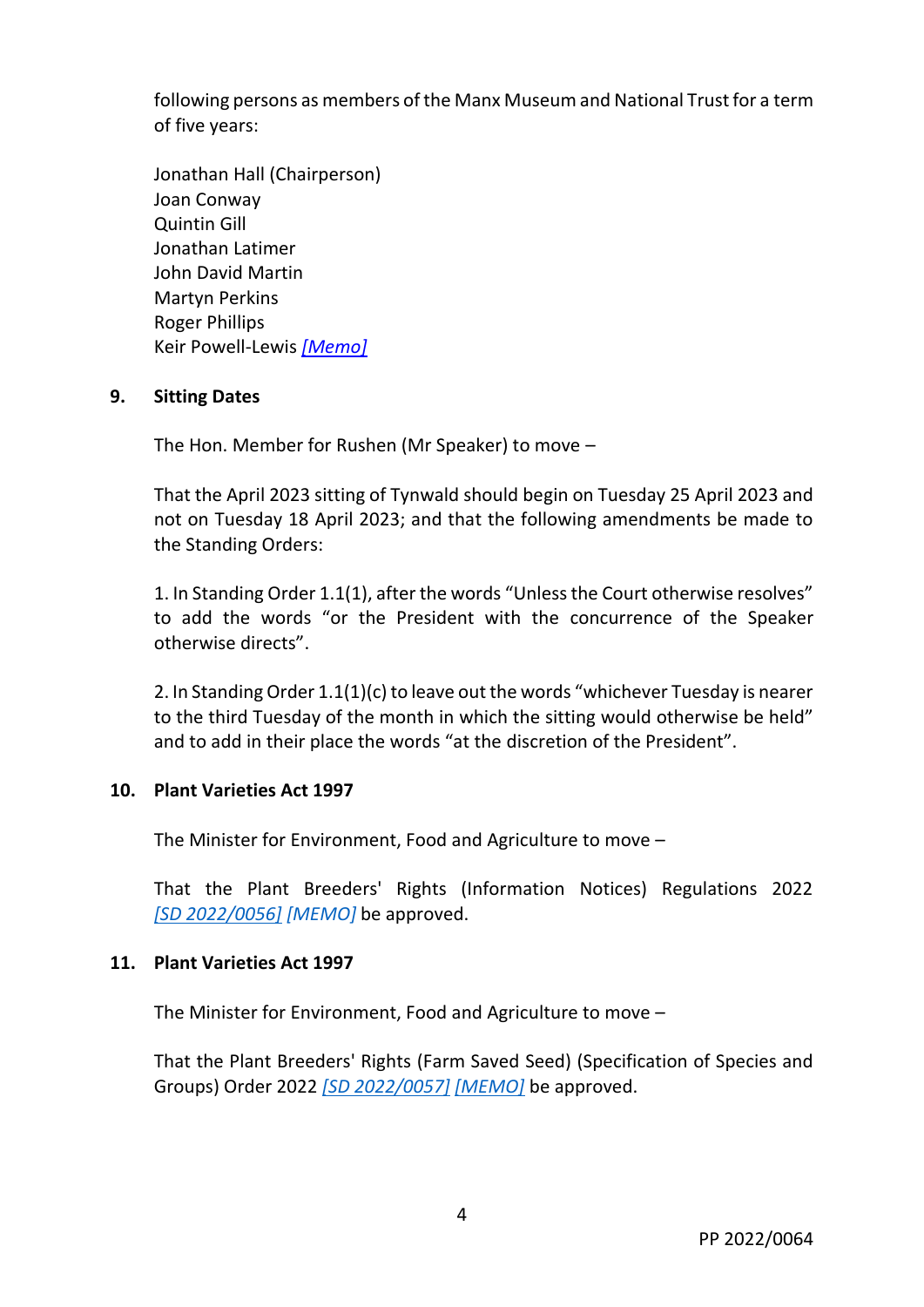following persons as members of the Manx Museum and National Trust for a term of five years:

Jonathan Hall (Chairperson)
Joan Conway
Quintin Gill
Jonathan Latimer
John David Martin
Martyn Perkins
Roger Phillips
Keir Powell-Lewis *[Memo]*

**9. Sitting Dates**

The Hon. Member for Rushen (Mr Speaker) to move –

That the April 2023 sitting of Tynwald should begin on Tuesday 25 April 2023 and not on Tuesday 18 April 2023; and that the following amendments be made to the Standing Orders:

1. In Standing Order 1.1(1), after the words "Unless the Court otherwise resolves" to add the words "or the President with the concurrence of the Speaker otherwise directs".

2. In Standing Order 1.1(1)(c) to leave out the words "whichever Tuesday is nearer to the third Tuesday of the month in which the sitting would otherwise be held" and to add in their place the words "at the discretion of the President".

**10. Plant Varieties Act 1997**

The Minister for Environment, Food and Agriculture to move –

That the Plant Breeders' Rights (Information Notices) Regulations 2022 *[SD 2022/0056]* *[MEMO]* be approved.

**11. Plant Varieties Act 1997**

The Minister for Environment, Food and Agriculture to move –

That the Plant Breeders' Rights (Farm Saved Seed) (Specification of Species and Groups) Order 2022 *[SD 2022/0057]* *[MEMO]* be approved.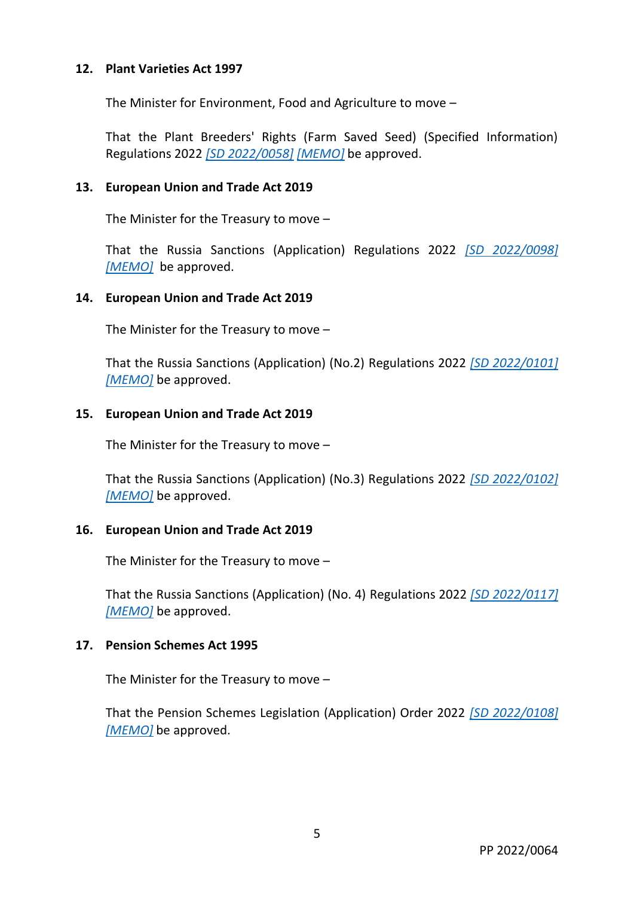**12. Plant Varieties Act 1997**

The Minister for Environment, Food and Agriculture to move –

That the Plant Breeders' Rights (Farm Saved Seed) (Specified Information) Regulations 2022 *[SD 2022/0058]* *[MEMO]* be approved.

**13. European Union and Trade Act 2019**

The Minister for the Treasury to move –

That the Russia Sanctions (Application) Regulations 2022 *[SD 2022/0098]* *[MEMO]* be approved.

**14. European Union and Trade Act 2019**

The Minister for the Treasury to move –

That the Russia Sanctions (Application) (No.2) Regulations 2022 *[SD 2022/0101]* *[MEMO]* be approved.

**15. European Union and Trade Act 2019**

The Minister for the Treasury to move –

That the Russia Sanctions (Application) (No.3) Regulations 2022 *[SD 2022/0102]* *[MEMO]* be approved.

**16. European Union and Trade Act 2019**

The Minister for the Treasury to move –

That the Russia Sanctions (Application) (No. 4) Regulations 2022 *[SD 2022/0117]* *[MEMO]* be approved.

**17. Pension Schemes Act 1995**

The Minister for the Treasury to move –

That the Pension Schemes Legislation (Application) Order 2022 *[SD 2022/0108]* *[MEMO]* be approved.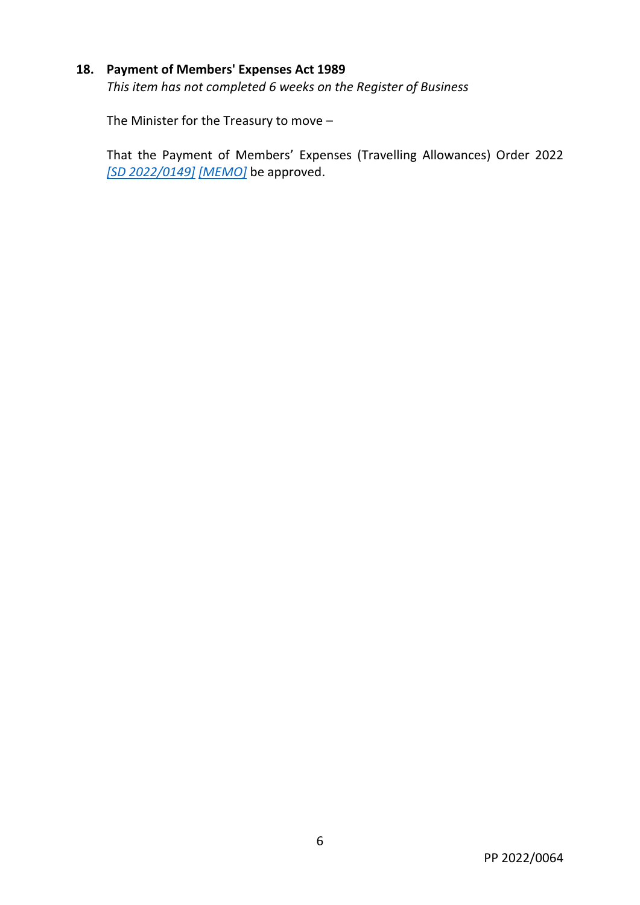### 18. Payment of Members' Expenses Act 1989

*This item has not completed 6 weeks on the Register of Business*

The Minister for the Treasury to move –

That the Payment of Members' Expenses (Travelling Allowances) Order 2022 *[SD 2022/0149]* *[MEMO]* be approved.

PP 2022/0064